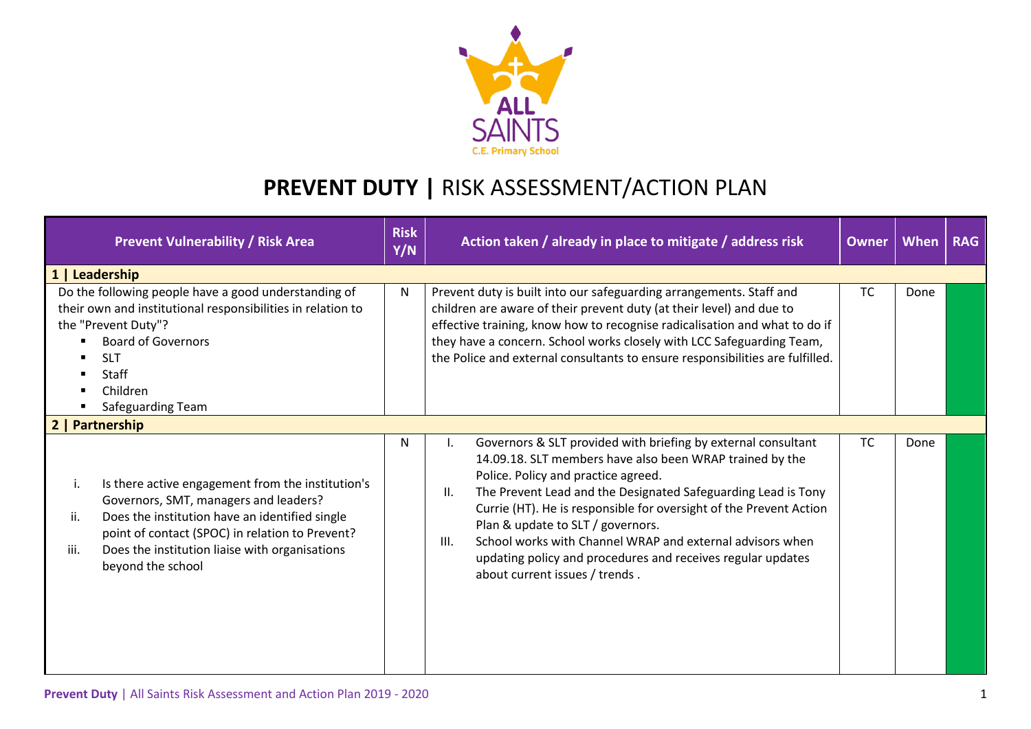# PREVENT DUTY | RISK ASSESSMENT/ACTION PLAN

| Prevent Vulnerability / Risk Area | Risk Y/N | Action taken / already in place to mitigate / address risk | Owner | When | RAG |
|---|---|---|---|---|---|
| **1 \| Leadership** | | | | | |
| Do the following people have a good understanding of their own and institutional responsibilities in relation to the "Prevent Duty"?<br>▪ Board of Governors<br>▪ SLT<br>▪ Staff<br>▪ Children<br>▪ Safeguarding Team | N | Prevent duty is built into our safeguarding arrangements. Staff and children are aware of their prevent duty (at their level) and due to effective training, know how to recognise radicalisation and what to do if they have a concern. School works closely with LCC Safeguarding Team, the Police and external consultants to ensure responsibilities are fulfilled. | TC | Done | Green |
| **2 \| Partnership** | | | | | |
| i. Is there active engagement from the institution's Governors, SMT, managers and leaders?<br>ii. Does the institution have an identified single point of contact (SPOC) in relation to Prevent?<br>iii. Does the institution liaise with organisations beyond the school | N | I. Governors & SLT provided with briefing by external consultant 14.09.18. SLT members have also been WRAP trained by the Police. Policy and practice agreed.<br>II. The Prevent Lead and the Designated Safeguarding Lead is Tony Currie (HT). He is responsible for oversight of the Prevent Action Plan & update to SLT / governors.<br>III. School works with Channel WRAP and external advisors when updating policy and procedures and receives regular updates about current issues / trends . | TC | Done | Green |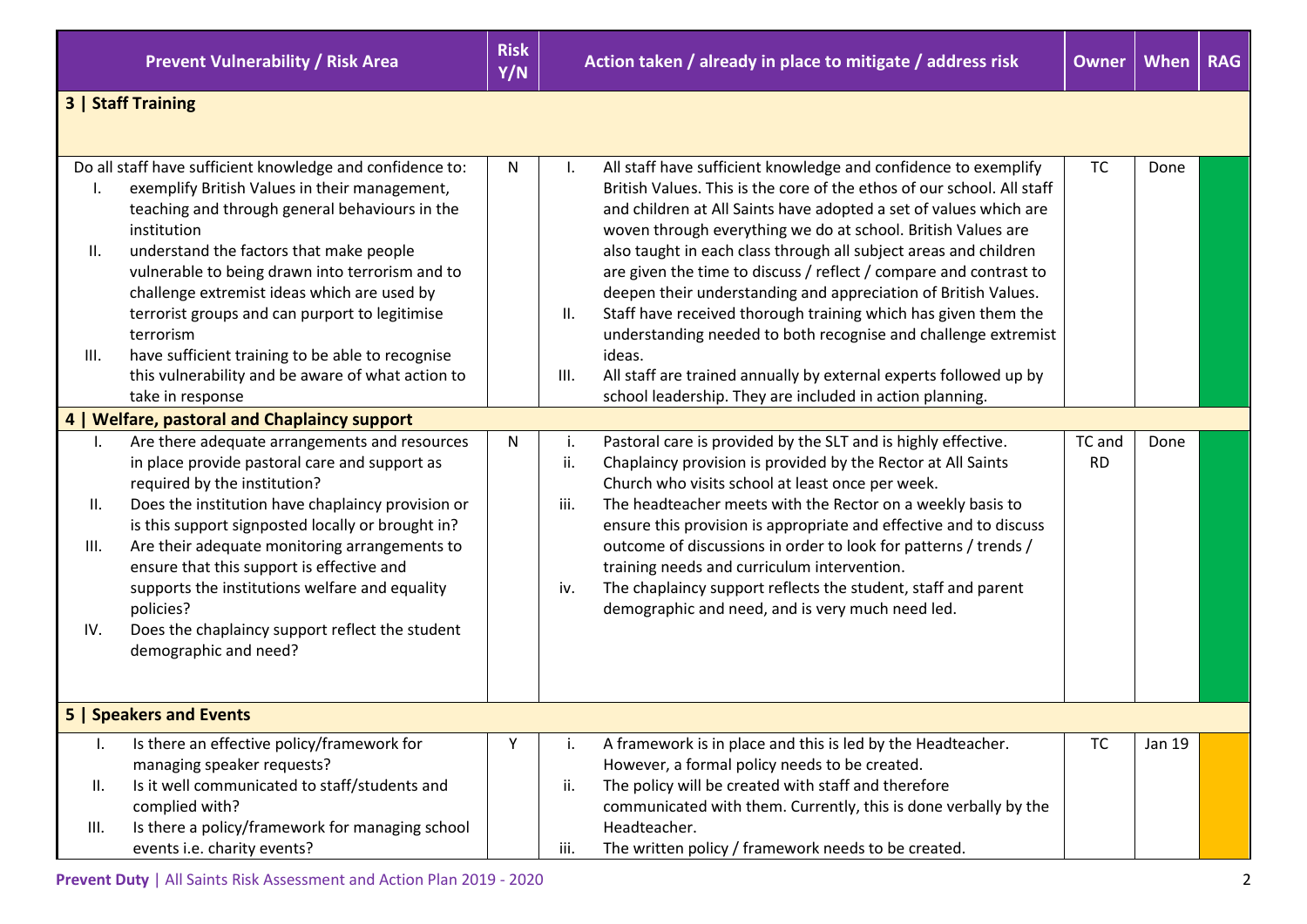| Prevent Vulnerability / Risk Area | Risk Y/N | Action taken / already in place to mitigate / address risk | Owner | When | RAG |
|---|---|---|---|---|---|
| **3 \| Staff Training** | | | | | |
| Do all staff have sufficient knowledge and confidence to:<br>I. exemplify British Values in their management, teaching and through general behaviours in the institution<br>II. understand the factors that make people vulnerable to being drawn into terrorism and to challenge extremist ideas which are used by terrorist groups and can purport to legitimise terrorism<br>III. have sufficient training to be able to recognise this vulnerability and be aware of what action to take in response | N | I. All staff have sufficient knowledge and confidence to exemplify British Values. This is the core of the ethos of our school. All staff and children at All Saints have adopted a set of values which are woven through everything we do at school. British Values are also taught in each class through all subject areas and children are given the time to discuss / reflect / compare and contrast to deepen their understanding and appreciation of British Values.<br>II. Staff have received thorough training which has given them the understanding needed to both recognise and challenge extremist ideas.<br>III. All staff are trained annually by external experts followed up by school leadership. They are included in action planning. | TC | Done | |
| **4 \| Welfare, pastoral and Chaplaincy support** | | | | | |
| I. Are there adequate arrangements and resources in place provide pastoral care and support as required by the institution?<br>II. Does the institution have chaplaincy provision or is this support signposted locally or brought in?<br>III. Are their adequate monitoring arrangements to ensure that this support is effective and supports the institutions welfare and equality policies?<br>IV. Does the chaplaincy support reflect the student demographic and need? | N | i. Pastoral care is provided by the SLT and is highly effective.<br>ii. Chaplaincy provision is provided by the Rector at All Saints Church who visits school at least once per week.<br>iii. The headteacher meets with the Rector on a weekly basis to ensure this provision is appropriate and effective and to discuss outcome of discussions in order to look for patterns / trends / training needs and curriculum intervention.<br>iv. The chaplaincy support reflects the student, staff and parent demographic and need, and is very much need led. | TC and RD | Done | |
| **5 \| Speakers and Events** | | | | | |
| I. Is there an effective policy/framework for managing speaker requests?<br>II. Is it well communicated to staff/students and complied with?<br>III. Is there a policy/framework for managing school events i.e. charity events? | Y | i. A framework is in place and this is led by the Headteacher. However, a formal policy needs to be created.<br>ii. The policy will be created with staff and therefore communicated with them. Currently, this is done verbally by the Headteacher.<br>iii. The written policy / framework needs to be created. | TC | Jan 19 | |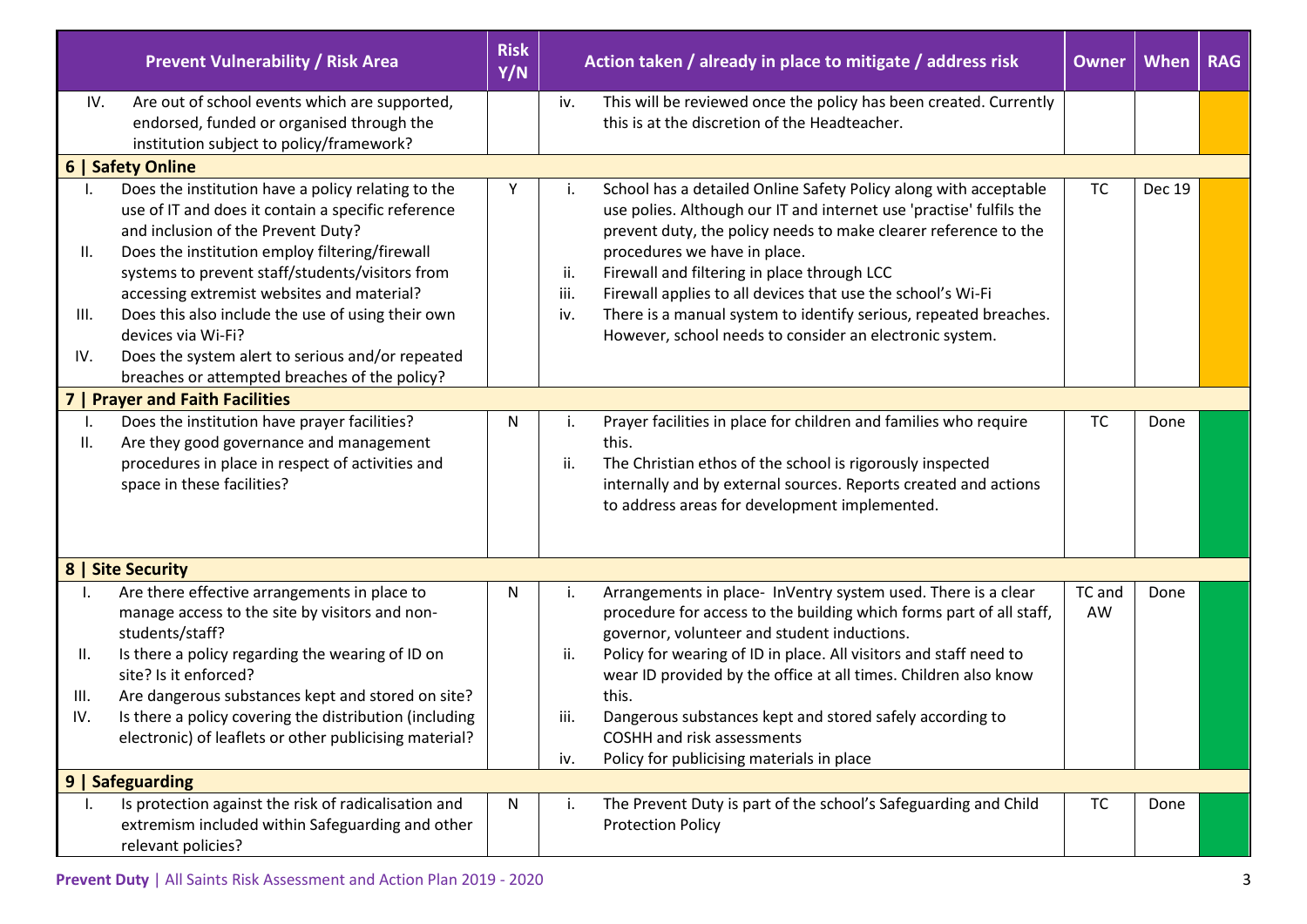| Prevent Vulnerability / Risk Area | Risk Y/N | Action taken / already in place to mitigate / address risk | Owner | When | RAG |
|---|---|---|---|---|---|
| IV. Are out of school events which are supported, endorsed, funded or organised through the institution subject to policy/framework? | | iv. This will be reviewed once the policy has been created. Currently this is at the discretion of the Headteacher. | | | |
| **6 \| Safety Online** | | | | | |
| I. Does the institution have a policy relating to the use of IT and does it contain a specific reference and inclusion of the Prevent Duty?<br>II. Does the institution employ filtering/firewall systems to prevent staff/students/visitors from accessing extremist websites and material?<br>III. Does this also include the use of using their own devices via Wi-Fi?<br>IV. Does the system alert to serious and/or repeated breaches or attempted breaches of the policy? | Y | i. School has a detailed Online Safety Policy along with acceptable use polies. Although our IT and internet use 'practise' fulfils the prevent duty, the policy needs to make clearer reference to the procedures we have in place.<br>ii. Firewall and filtering in place through LCC<br>iii. Firewall applies to all devices that use the school's Wi-Fi<br>iv. There is a manual system to identify serious, repeated breaches. However, school needs to consider an electronic system. | TC | Dec 19 | |
| **7 \| Prayer and Faith Facilities** | | | | | |
| I. Does the institution have prayer facilities?<br>II. Are they good governance and management procedures in place in respect of activities and space in these facilities? | N | i. Prayer facilities in place for children and families who require this.<br>ii. The Christian ethos of the school is rigorously inspected internally and by external sources. Reports created and actions to address areas for development implemented. | TC | Done | |
| **8 \| Site Security** | | | | | |
| I. Are there effective arrangements in place to manage access to the site by visitors and non-students/staff?<br>II. Is there a policy regarding the wearing of ID on site? Is it enforced?<br>III. Are dangerous substances kept and stored on site?<br>IV. Is there a policy covering the distribution (including electronic) of leaflets or other publicising material? | N | i. Arrangements in place- InVentry system used. There is a clear procedure for access to the building which forms part of all staff, governor, volunteer and student inductions.<br>ii. Policy for wearing of ID in place. All visitors and staff need to wear ID provided by the office at all times. Children also know this.<br>iii. Dangerous substances kept and stored safely according to COSHH and risk assessments<br>iv. Policy for publicising materials in place | TC and AW | Done | |
| **9 \| Safeguarding** | | | | | |
| I. Is protection against the risk of radicalisation and extremism included within Safeguarding and other relevant policies? | N | i. The Prevent Duty is part of the school's Safeguarding and Child Protection Policy | TC | Done | |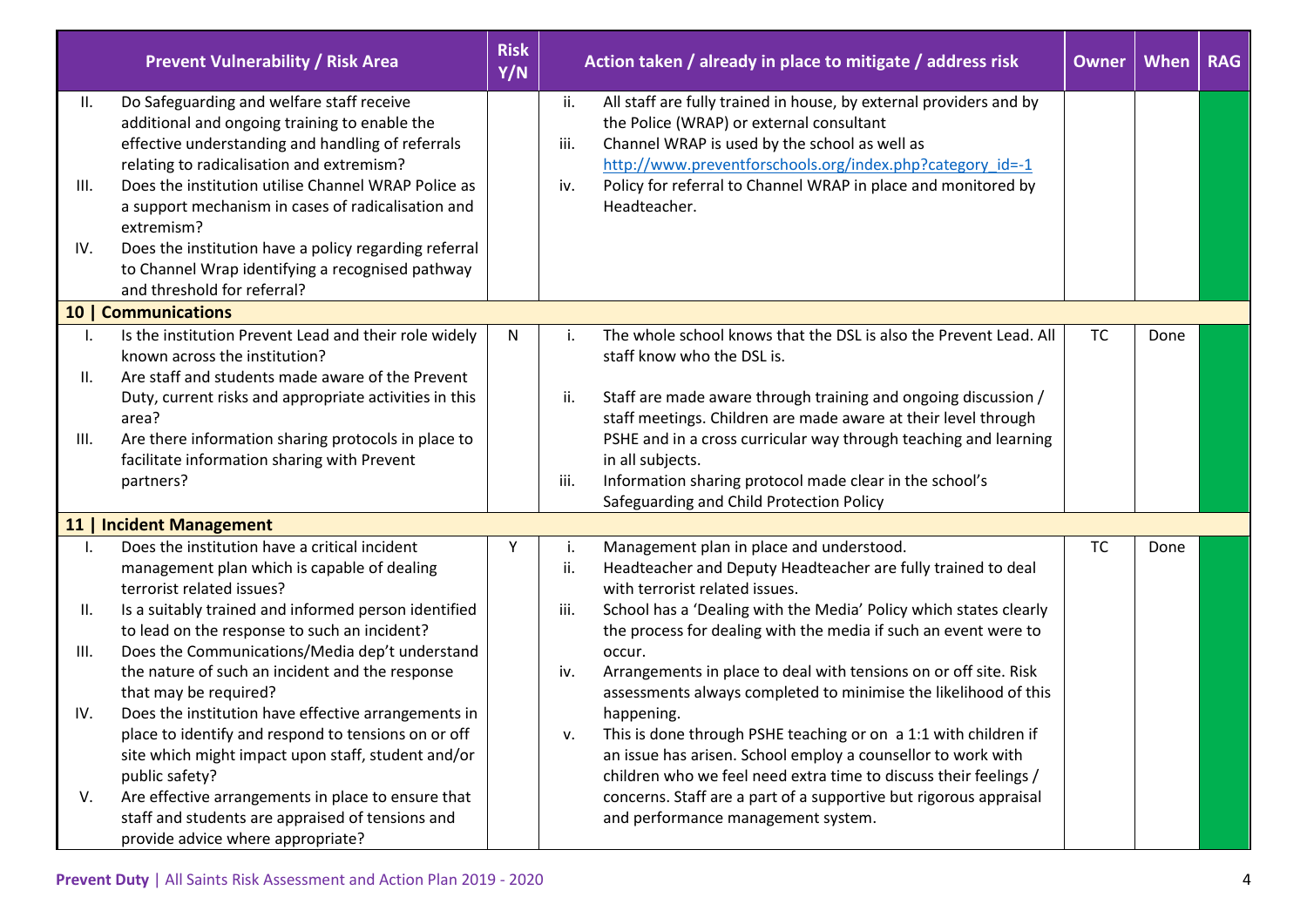| Prevent Vulnerability / Risk Area | Risk Y/N | Action taken / already in place to mitigate / address risk | Owner | When | RAG |
|---|---|---|---|---|---|
| II. Do Safeguarding and welfare staff receive additional and ongoing training to enable the effective understanding and handling of referrals relating to radicalisation and extremism?<br>III. Does the institution utilise Channel WRAP Police as a support mechanism in cases of radicalisation and extremism?<br>IV. Does the institution have a policy regarding referral to Channel Wrap identifying a recognised pathway and threshold for referral? | | ii. All staff are fully trained in house, by external providers and by the Police (WRAP) or external consultant<br>iii. Channel WRAP is used by the school as well as http://www.preventforschools.org/index.php?category_id=-1<br>iv. Policy for referral to Channel WRAP in place and monitored by Headteacher. | | | |
| **10 \| Communications** | | | | | |
| I. Is the institution Prevent Lead and their role widely known across the institution?<br>II. Are staff and students made aware of the Prevent Duty, current risks and appropriate activities in this area?<br>III. Are there information sharing protocols in place to facilitate information sharing with Prevent partners? | N | i. The whole school knows that the DSL is also the Prevent Lead. All staff know who the DSL is.<br>ii. Staff are made aware through training and ongoing discussion / staff meetings. Children are made aware at their level through PSHE and in a cross curricular way through teaching and learning in all subjects.<br>iii. Information sharing protocol made clear in the school's Safeguarding and Child Protection Policy | TC | Done | |
| **11 \| Incident Management** | | | | | |
| I. Does the institution have a critical incident management plan which is capable of dealing terrorist related issues?<br>II. Is a suitably trained and informed person identified to lead on the response to such an incident?<br>III. Does the Communications/Media dep't understand the nature of such an incident and the response that may be required?<br>IV. Does the institution have effective arrangements in place to identify and respond to tensions on or off site which might impact upon staff, student and/or public safety?<br>V. Are effective arrangements in place to ensure that staff and students are appraised of tensions and provide advice where appropriate? | Y | i. Management plan in place and understood.<br>ii. Headteacher and Deputy Headteacher are fully trained to deal with terrorist related issues.<br>iii. School has a 'Dealing with the Media' Policy which states clearly the process for dealing with the media if such an event were to occur.<br>iv. Arrangements in place to deal with tensions on or off site. Risk assessments always completed to minimise the likelihood of this happening.<br>v. This is done through PSHE teaching or on a 1:1 with children if an issue has arisen. School employ a counsellor to work with children who we feel need extra time to discuss their feelings / concerns. Staff are a part of a supportive but rigorous appraisal and performance management system. | TC | Done | |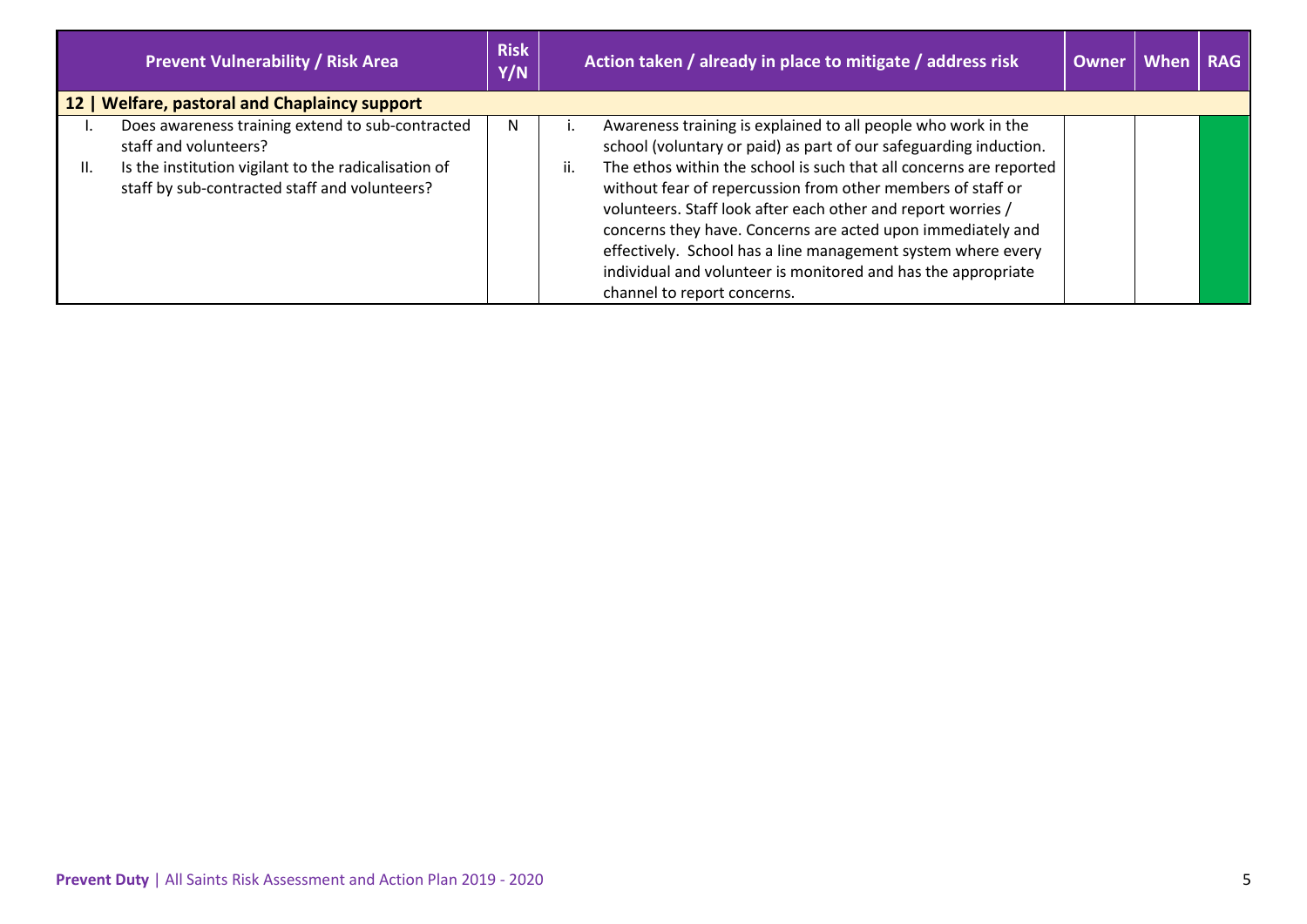| Prevent Vulnerability / Risk Area | Risk Y/N | Action taken / already in place to mitigate / address risk | Owner | When | RAG |
|---|---|---|---|---|---|
| **12 \| Welfare, pastoral and Chaplaincy support** | | | | | |
| I. Does awareness training extend to sub-contracted staff and volunteers?<br>II. Is the institution vigilant to the radicalisation of staff by sub-contracted staff and volunteers? | N | i. Awareness training is explained to all people who work in the school (voluntary or paid) as part of our safeguarding induction.<br>ii. The ethos within the school is such that all concerns are reported without fear of repercussion from other members of staff or volunteers. Staff look after each other and report worries / concerns they have. Concerns are acted upon immediately and effectively. School has a line management system where every individual and volunteer is monitored and has the appropriate channel to report concerns. | | | |